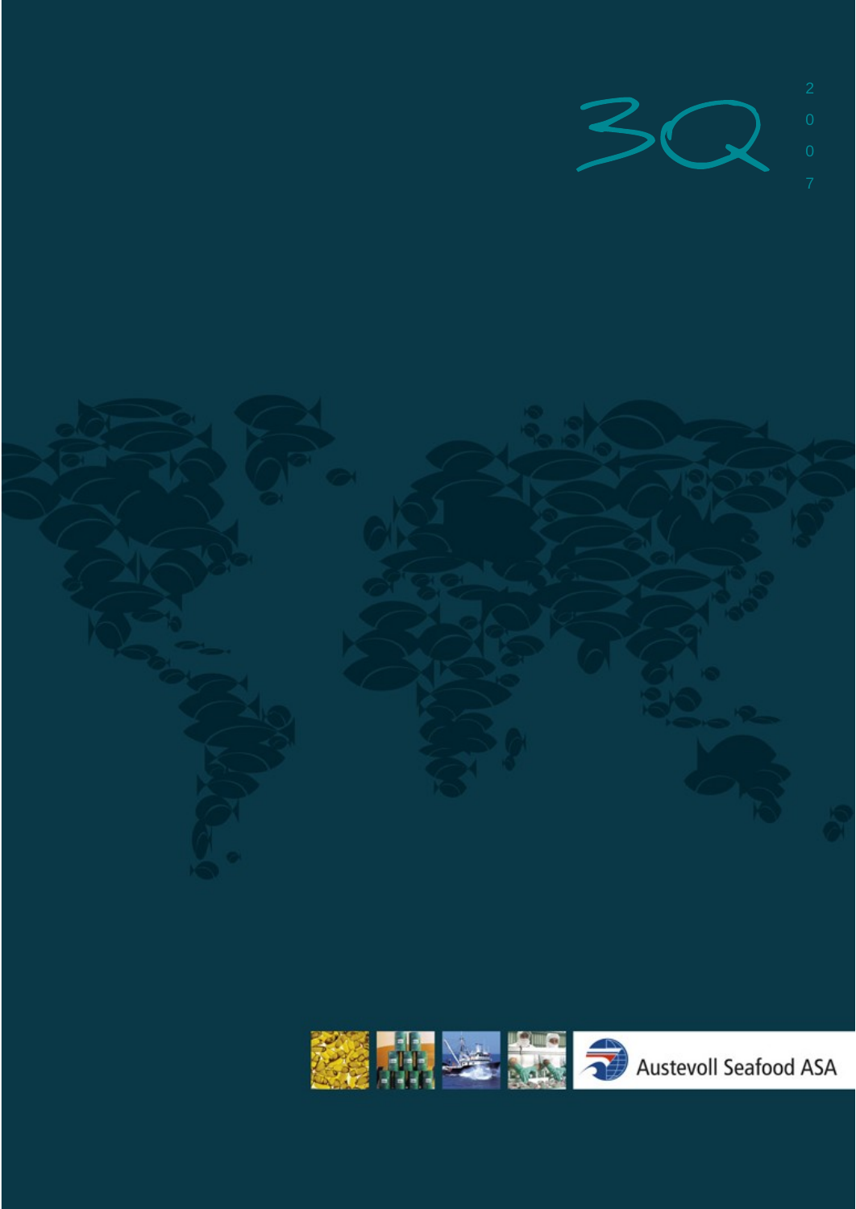# 3Q 2007

Austevoll Seafood ASA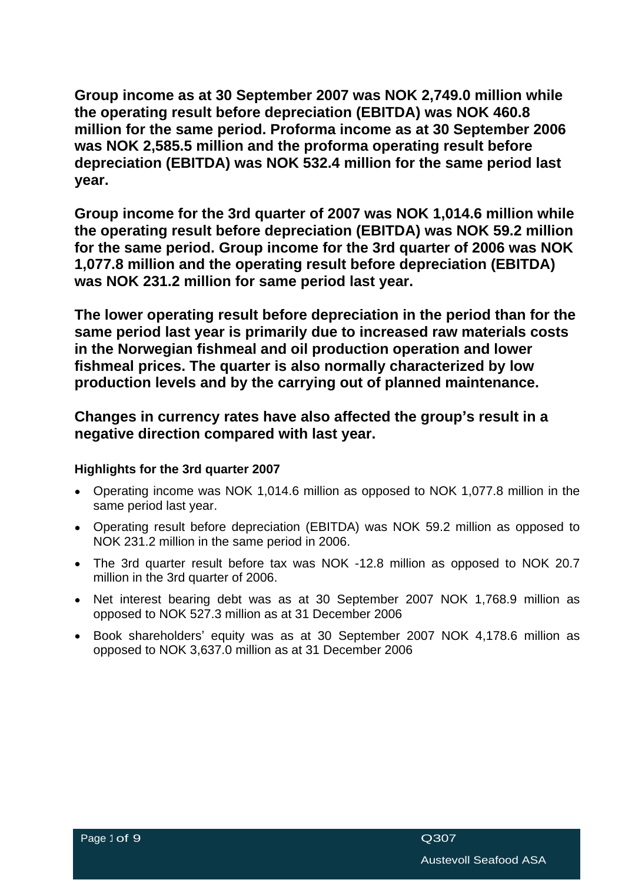**Group income as at 30 September 2007 was NOK 2,749.0 million while the operating result before depreciation (EBITDA) was NOK 460.8 million for the same period. Proforma income as at 30 September 2006 was NOK 2,585.5 million and the proforma operating result before depreciation (EBITDA) was NOK 532.4 million for the same period last year.**

**Group income for the 3rd quarter of 2007 was NOK 1,014.6 million while the operating result before depreciation (EBITDA) was NOK 59.2 million for the same period. Group income for the 3rd quarter of 2006 was NOK 1,077.8 million and the operating result before depreciation (EBITDA) was NOK 231.2 million for same period last year.**

**The lower operating result before depreciation in the period than for the same period last year is primarily due to increased raw materials costs in the Norwegian fishmeal and oil production operation and lower fishmeal prices. The quarter is also normally characterized by low production levels and by the carrying out of planned maintenance.**

**Changes in currency rates have also affected the group's result in a negative direction compared with last year.**

**Highlights for the 3rd quarter 2007**

- Operating income was NOK 1,014.6 million as opposed to NOK 1,077.8 million in the same period last year.
- Operating result before depreciation (EBITDA) was NOK 59.2 million as opposed to NOK 231.2 million in the same period in 2006.
- The 3rd quarter result before tax was NOK -12.8 million as opposed to NOK 20.7 million in the 3rd quarter of 2006.
- Net interest bearing debt was as at 30 September 2007 NOK 1,768.9 million as opposed to NOK 527.3 million as at 31 December 2006
- Book shareholders' equity was as at 30 September 2007 NOK 4,178.6 million as opposed to NOK 3,637.0 million as at 31 December 2006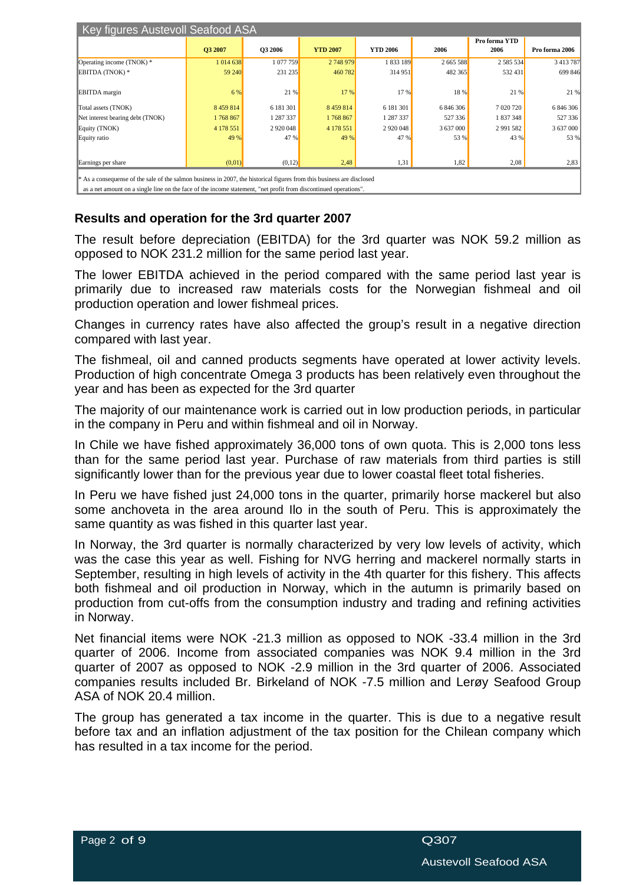## Key figures Austevoll Seafood ASA

| | Q3 2007 | Q3 2006 | YTD 2007 | YTD 2006 | 2006 | Pro forma YTD 2006 | Pro forma 2006 |
|---|---|---|---|---|---|---|---|
| Operating income (TNOK) * | 1 014 638 | 1 077 759 | 2 748 979 | 1 833 189 | 2 665 588 | 2 585 534 | 3 413 787 |
| EBITDA (TNOK) * | 59 240 | 231 235 | 460 782 | 314 951 | 482 365 | 532 431 | 699 846 |
| EBITDA margin | 6 % | 21 % | 17 % | 17 % | 18 % | 21 % | 21 % |
| Total assets (TNOK) | 8 459 814 | 6 181 301 | 8 459 814 | 6 181 301 | 6 846 306 | 7 020 720 | 6 846 306 |
| Net interest bearing debt (TNOK) | 1 768 867 | 1 287 337 | 1 768 867 | 1 287 337 | 527 336 | 1 837 348 | 527 336 |
| Equity (TNOK) | 4 178 551 | 2 920 048 | 4 178 551 | 2 920 048 | 3 637 000 | 2 991 582 | 3 637 000 |
| Equity ratio | 49 % | 47 % | 49 % | 47 % | 53 % | 43 % | 53 % |
| Earnings per share | (0,01) | (0,12) | 2,48 | 1,31 | 1,82 | 2,08 | 2,83 |

* As a consequense of the sale of the salmon business in 2007, the historical figures from this business are disclosed as a net amount on a single line on the face of the income statement, "net profit from discontinued operations".

### Results and operation for the 3rd quarter 2007

The result before depreciation (EBITDA) for the 3rd quarter was NOK 59.2 million as opposed to NOK 231.2 million for the same period last year.

The lower EBITDA achieved in the period compared with the same period last year is primarily due to increased raw materials costs for the Norwegian fishmeal and oil production operation and lower fishmeal prices.

Changes in currency rates have also affected the group's result in a negative direction compared with last year.

The fishmeal, oil and canned products segments have operated at lower activity levels. Production of high concentrate Omega 3 products has been relatively even throughout the year and has been as expected for the 3rd quarter

The majority of our maintenance work is carried out in low production periods, in particular in the company in Peru and within fishmeal and oil in Norway.

In Chile we have fished approximately 36,000 tons of own quota. This is 2,000 tons less than for the same period last year. Purchase of raw materials from third parties is still significantly lower than for the previous year due to lower coastal fleet total fisheries.

In Peru we have fished just 24,000 tons in the quarter, primarily horse mackerel but also some anchoveta in the area around Ilo in the south of Peru. This is approximately the same quantity as was fished in this quarter last year.

In Norway, the 3rd quarter is normally characterized by very low levels of activity, which was the case this year as well. Fishing for NVG herring and mackerel normally starts in September, resulting in high levels of activity in the 4th quarter for this fishery. This affects both fishmeal and oil production in Norway, which in the autumn is primarily based on production from cut-offs from the consumption industry and trading and refining activities in Norway.

Net financial items were NOK -21.3 million as opposed to NOK -33.4 million in the 3rd quarter of 2006. Income from associated companies was NOK 9.4 million in the 3rd quarter of 2007 as opposed to NOK -2.9 million in the 3rd quarter of 2006. Associated companies results included Br. Birkeland of NOK -7.5 million and Lerøy Seafood Group ASA of NOK 20.4 million.

The group has generated a tax income in the quarter. This is due to a negative result before tax and an inflation adjustment of the tax position for the Chilean company which has resulted in a tax income for the period.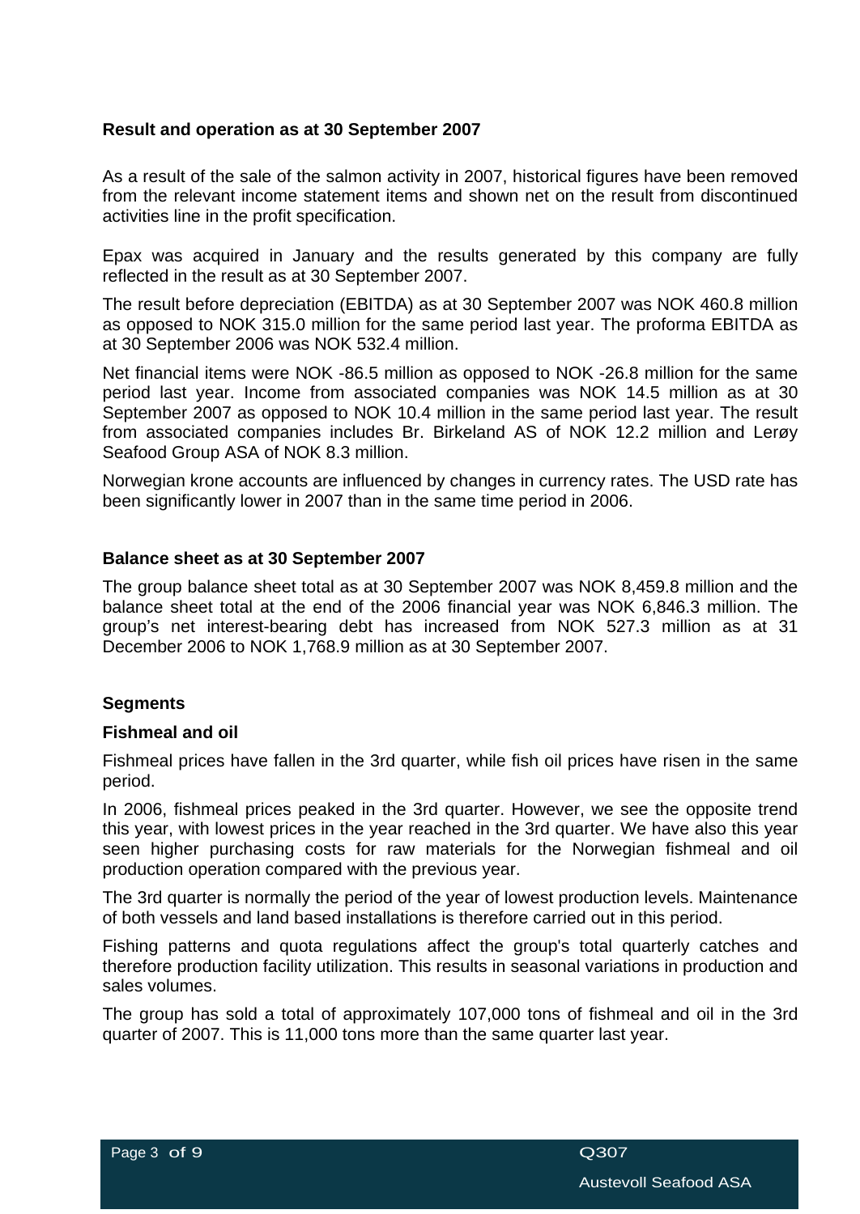## Result and operation as at 30 September 2007

As a result of the sale of the salmon activity in 2007, historical figures have been removed from the relevant income statement items and shown net on the result from discontinued activities line in the profit specification.

Epax was acquired in January and the results generated by this company are fully reflected in the result as at 30 September 2007.

The result before depreciation (EBITDA) as at 30 September 2007 was NOK 460.8 million as opposed to NOK 315.0 million for the same period last year. The proforma EBITDA as at 30 September 2006 was NOK 532.4 million.

Net financial items were NOK -86.5 million as opposed to NOK -26.8 million for the same period last year. Income from associated companies was NOK 14.5 million as at 30 September 2007 as opposed to NOK 10.4 million in the same period last year. The result from associated companies includes Br. Birkeland AS of NOK 12.2 million and Lerøy Seafood Group ASA of NOK 8.3 million.

Norwegian krone accounts are influenced by changes in currency rates. The USD rate has been significantly lower in 2007 than in the same time period in 2006.

## Balance sheet as at 30 September 2007

The group balance sheet total as at 30 September 2007 was NOK 8,459.8 million and the balance sheet total at the end of the 2006 financial year was NOK 6,846.3 million. The group's net interest-bearing debt has increased from NOK 527.3 million as at 31 December 2006 to NOK 1,768.9 million as at 30 September 2007.

## Segments

### Fishmeal and oil

Fishmeal prices have fallen in the 3rd quarter, while fish oil prices have risen in the same period.

In 2006, fishmeal prices peaked in the 3rd quarter. However, we see the opposite trend this year, with lowest prices in the year reached in the 3rd quarter. We have also this year seen higher purchasing costs for raw materials for the Norwegian fishmeal and oil production operation compared with the previous year.

The 3rd quarter is normally the period of the year of lowest production levels. Maintenance of both vessels and land based installations is therefore carried out in this period.

Fishing patterns and quota regulations affect the group's total quarterly catches and therefore production facility utilization. This results in seasonal variations in production and sales volumes.

The group has sold a total of approximately 107,000 tons of fishmeal and oil in the 3rd quarter of 2007. This is 11,000 tons more than the same quarter last year.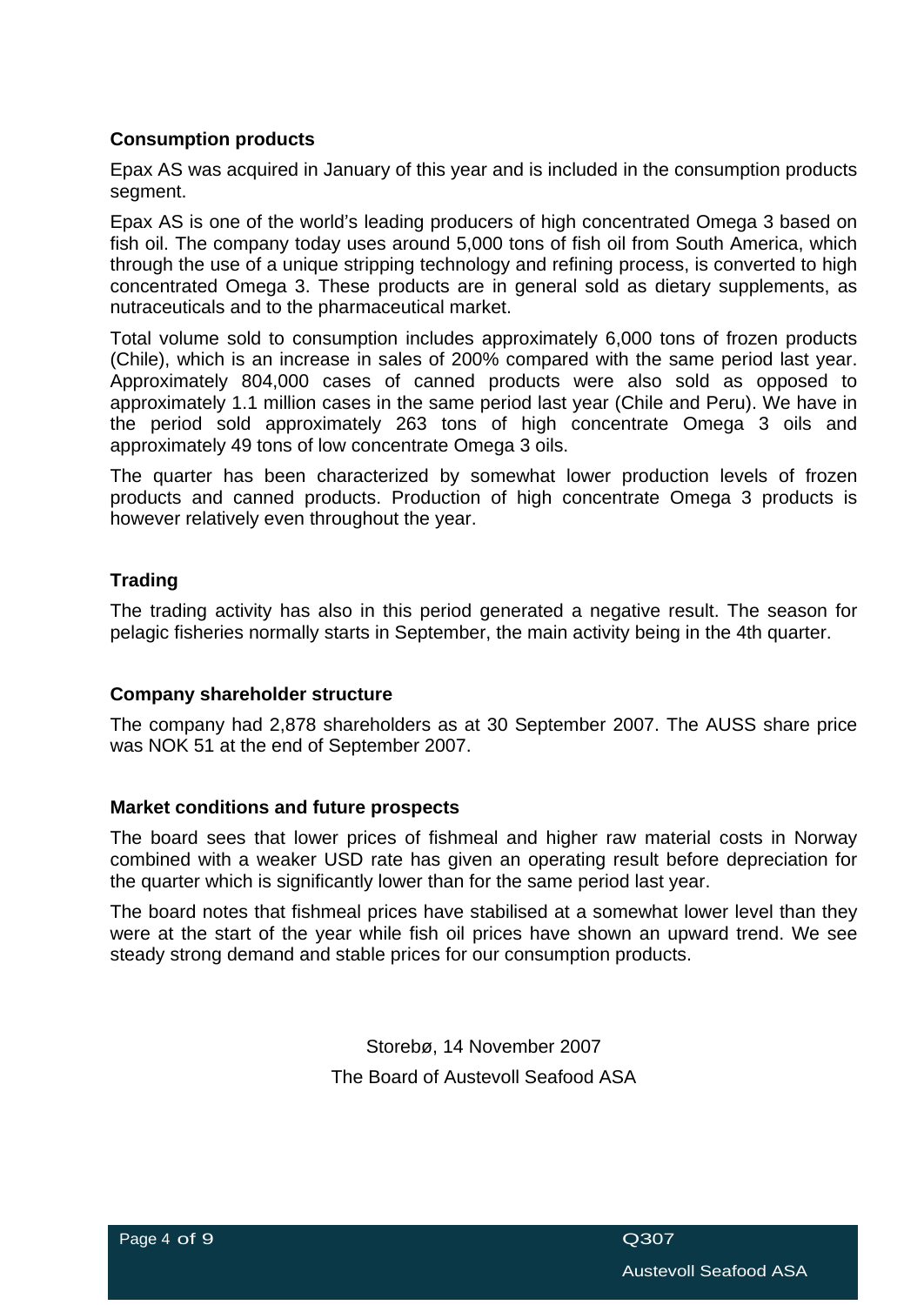### Consumption products

Epax AS was acquired in January of this year and is included in the consumption products segment.

Epax AS is one of the world's leading producers of high concentrated Omega 3 based on fish oil. The company today uses around 5,000 tons of fish oil from South America, which through the use of a unique stripping technology and refining process, is converted to high concentrated Omega 3. These products are in general sold as dietary supplements, as nutraceuticals and to the pharmaceutical market.

Total volume sold to consumption includes approximately 6,000 tons of frozen products (Chile), which is an increase in sales of 200% compared with the same period last year. Approximately 804,000 cases of canned products were also sold as opposed to approximately 1.1 million cases in the same period last year (Chile and Peru). We have in the period sold approximately 263 tons of high concentrate Omega 3 oils and approximately 49 tons of low concentrate Omega 3 oils.

The quarter has been characterized by somewhat lower production levels of frozen products and canned products. Production of high concentrate Omega 3 products is however relatively even throughout the year.

### Trading

The trading activity has also in this period generated a negative result. The season for pelagic fisheries normally starts in September, the main activity being in the 4th quarter.

### Company shareholder structure

The company had 2,878 shareholders as at 30 September 2007. The AUSS share price was NOK 51 at the end of September 2007.

### Market conditions and future prospects

The board sees that lower prices of fishmeal and higher raw material costs in Norway combined with a weaker USD rate has given an operating result before depreciation for the quarter which is significantly lower than for the same period last year.

The board notes that fishmeal prices have stabilised at a somewhat lower level than they were at the start of the year while fish oil prices have shown an upward trend. We see steady strong demand and stable prices for our consumption products.

Storebø, 14 November 2007

The Board of Austevoll Seafood ASA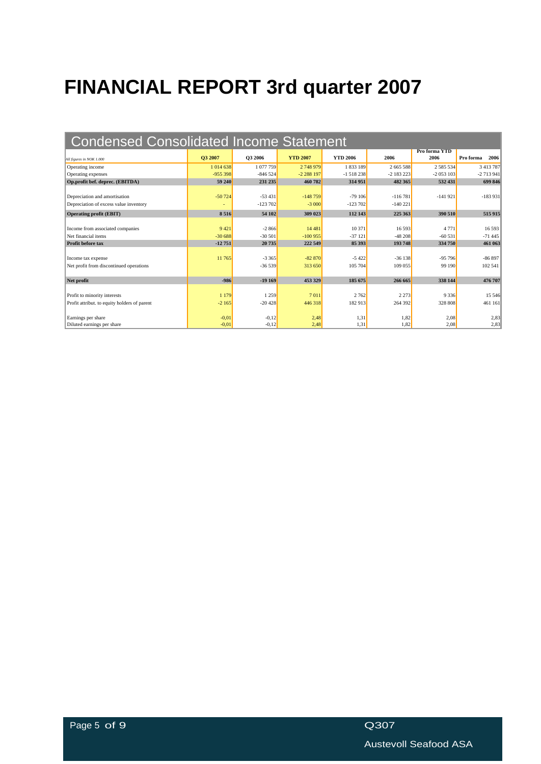# FINANCIAL REPORT 3rd quarter 2007

## Condensed Consolidated Income Statement

| *All figures in NOK 1.000* | Q3 2007 | Q3 2006 | YTD 2007 | YTD 2006 | 2006 | Pro forma YTD 2006 | Pro forma 2006 |
|---|---|---|---|---|---|---|---|
| Operating income | 1 014 638 | 1 077 759 | 2 748 979 | 1 833 189 | 2 665 588 | 2 585 534 | 3 413 787 |
| Operating expenses | -955 398 | -846 524 | -2 288 197 | -1 518 238 | -2 183 223 | -2 053 103 | -2 713 941 |
| **Op.profit bef. deprec. (EBITDA)** | **59 240** | **231 235** | **460 782** | **314 951** | **482 365** | **532 431** | **699 846** |
| | | | | | | | |
| Depreciation and amortisation | -50 724 | -53 431 | -148 759 | -79 106 | -116 781 | -141 921 | -183 931 |
| Depreciation of excess value inventory | - | -123 702 | -3 000 | -123 702 | -140 221 | | |
| **Operating profit (EBIT)** | **8 516** | **54 102** | **309 023** | **112 143** | **225 363** | **390 510** | **515 915** |
| | | | | | | | |
| Income from associated companies | 9 421 | -2 866 | 14 481 | 10 371 | 16 593 | 4 771 | 16 593 |
| Net financial items | -30 688 | -30 501 | -100 955 | -37 121 | -48 208 | -60 531 | -71 445 |
| **Profit before tax** | **-12 751** | **20 735** | **222 549** | **85 393** | **193 748** | **334 750** | **461 063** |
| | | | | | | | |
| Income tax expense | 11 765 | -3 365 | -82 870 | -5 422 | -36 138 | -95 796 | -86 897 |
| Net profit from discontinued operations | | -36 539 | 313 650 | 105 704 | 109 055 | 99 190 | 102 541 |
| | | | | | | | |
| **Net profit** | **-986** | **-19 169** | **453 329** | **185 675** | **266 665** | **338 144** | **476 707** |
| | | | | | | | |
| Profit to minority interests | 1 179 | 1 259 | 7 011 | 2 762 | 2 273 | 9 336 | 15 546 |
| Profit attribut. to equity holders of parent | -2 165 | -20 428 | 446 318 | 182 913 | 264 392 | 328 808 | 461 161 |
| | | | | | | | |
| Earnings per share | -0,01 | -0,12 | 2,48 | 1,31 | 1,82 | 2,08 | 2,83 |
| Diluted earnings per share | -0,01 | -0,12 | 2,48 | 1,31 | 1,82 | 2,08 | 2,83 |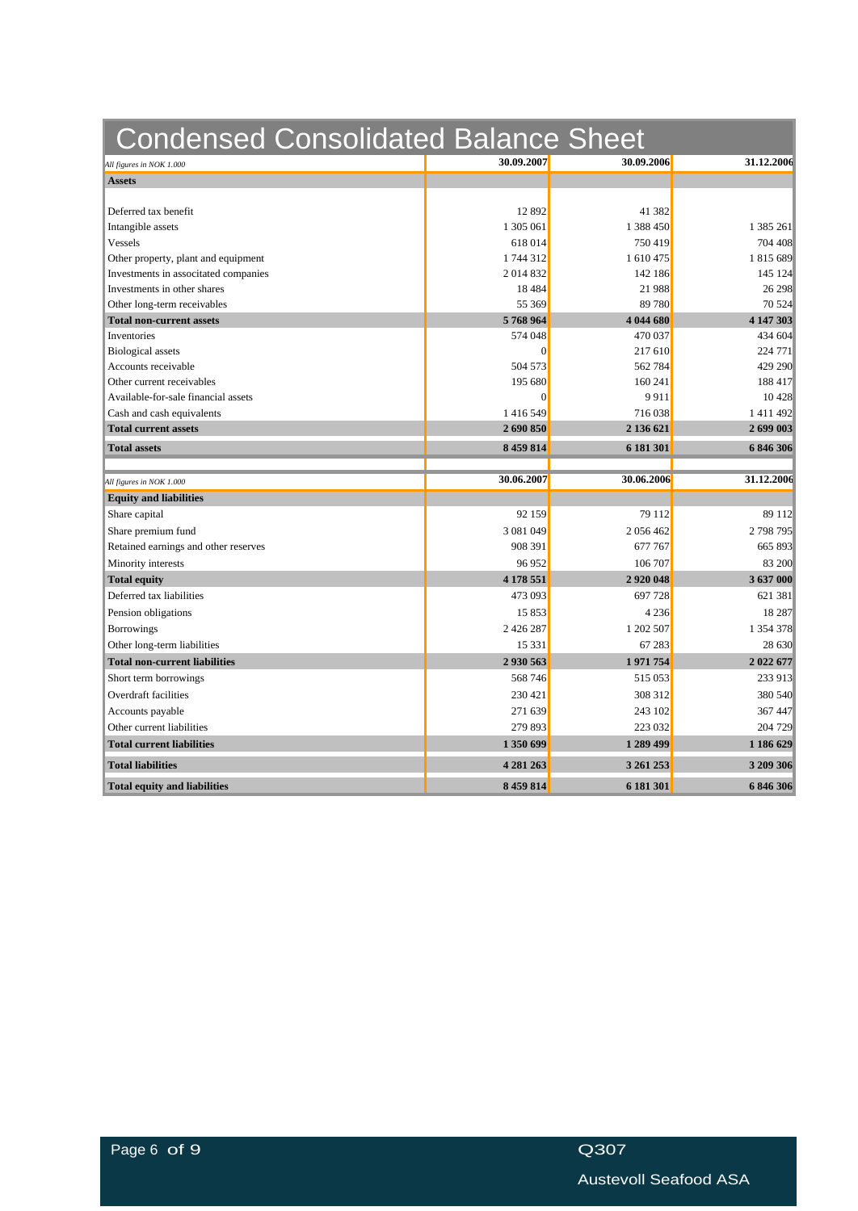# Condensed Consolidated Balance Sheet

| *All figures in NOK 1.000* | 30.09.2007 | 30.09.2006 | 31.12.2006 |
|---|---|---|---|
| **Assets** | | | |
| Deferred tax benefit | 12 892 | 41 382 | |
| Intangible assets | 1 305 061 | 1 388 450 | 1 385 261 |
| Vessels | 618 014 | 750 419 | 704 408 |
| Other property, plant and equipment | 1 744 312 | 1 610 475 | 1 815 689 |
| Investments in associated companies | 2 014 832 | 142 186 | 145 124 |
| Investments in other shares | 18 484 | 21 988 | 26 298 |
| Other long-term receivables | 55 369 | 89 780 | 70 524 |
| **Total non-current assets** | **5 768 964** | **4 044 680** | **4 147 303** |
| Inventories | 574 048 | 470 037 | 434 604 |
| Biological assets | 0 | 217 610 | 224 771 |
| Accounts receivable | 504 573 | 562 784 | 429 290 |
| Other current receivables | 195 680 | 160 241 | 188 417 |
| Available-for-sale financial assets | 0 | 9 911 | 10 428 |
| Cash and cash equivalents | 1 416 549 | 716 038 | 1 411 492 |
| **Total current assets** | **2 690 850** | **2 136 621** | **2 699 003** |
| **Total assets** | **8 459 814** | **6 181 301** | **6 846 306** |

| *All figures in NOK 1.000* | 30.06.2007 | 30.06.2006 | 31.12.2006 |
|---|---|---|---|
| **Equity and liabilities** | | | |
| Share capital | 92 159 | 79 112 | 89 112 |
| Share premium fund | 3 081 049 | 2 056 462 | 2 798 795 |
| Retained earnings and other reserves | 908 391 | 677 767 | 665 893 |
| Minority interests | 96 952 | 106 707 | 83 200 |
| **Total equity** | **4 178 551** | **2 920 048** | **3 637 000** |
| Deferred tax liabilities | 473 093 | 697 728 | 621 381 |
| Pension obligations | 15 853 | 4 236 | 18 287 |
| Borrowings | 2 426 287 | 1 202 507 | 1 354 378 |
| Other long-term liabilities | 15 331 | 67 283 | 28 630 |
| **Total non-current liabilities** | **2 930 563** | **1 971 754** | **2 022 677** |
| Short term borrowings | 568 746 | 515 053 | 233 913 |
| Overdraft facilities | 230 421 | 308 312 | 380 540 |
| Accounts payable | 271 639 | 243 102 | 367 447 |
| Other current liabilities | 279 893 | 223 032 | 204 729 |
| **Total current liabilities** | **1 350 699** | **1 289 499** | **1 186 629** |
| **Total liabilities** | **4 281 263** | **3 261 253** | **3 209 306** |
| **Total equity and liabilities** | **8 459 814** | **6 181 301** | **6 846 306** |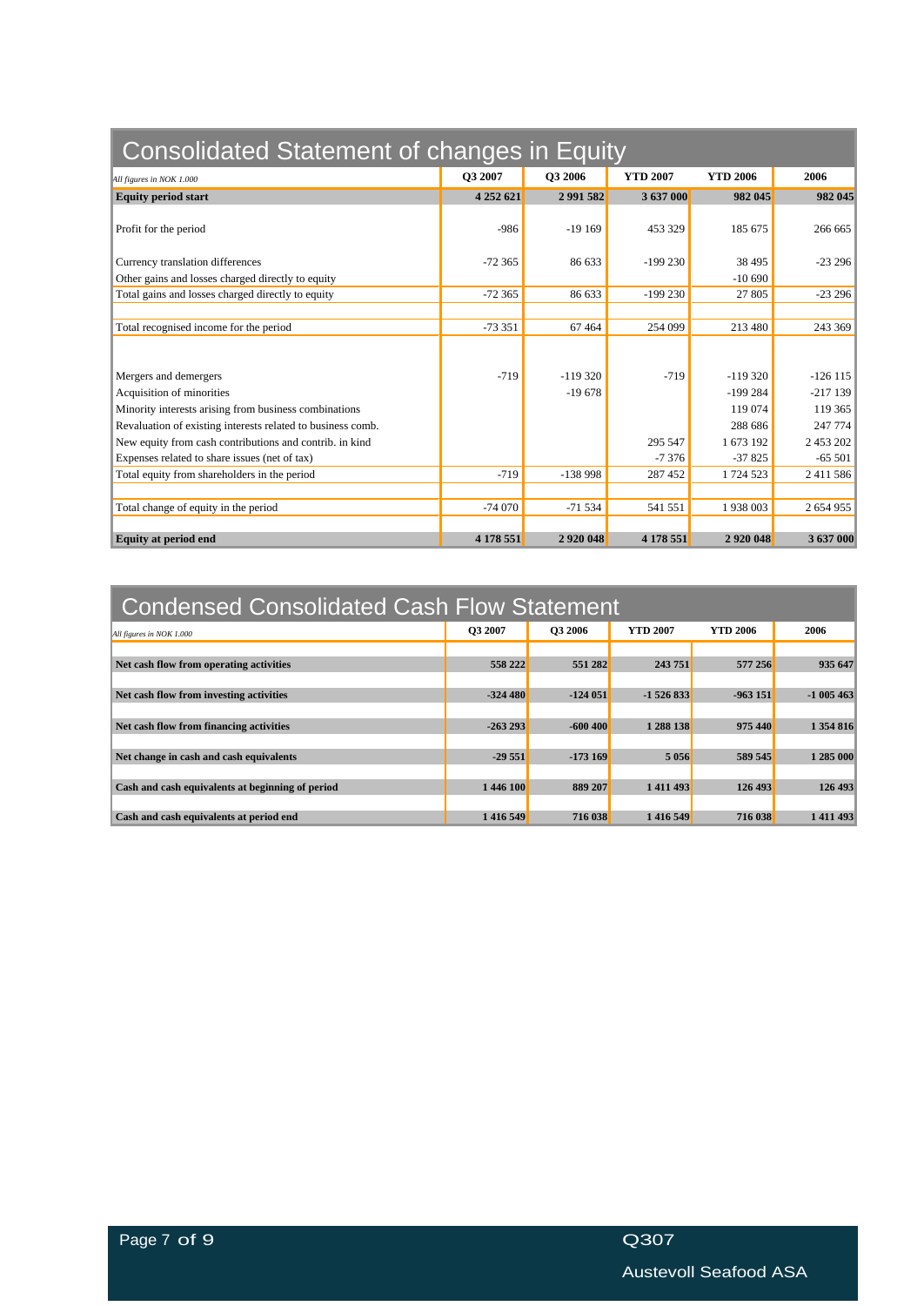# Consolidated Statement of changes in Equity

| *All figures in NOK 1.000* | Q3 2007 | Q3 2006 | YTD 2007 | YTD 2006 | 2006 |
|---|---|---|---|---|---|
| **Equity period start** | **4 252 621** | **2 991 582** | **3 637 000** | **982 045** | **982 045** |
| Profit for the period | -986 | -19 169 | 453 329 | 185 675 | 266 665 |
| Currency translation differences | -72 365 | 86 633 | -199 230 | 38 495 | -23 296 |
| Other gains and losses charged directly to equity | | | | -10 690 | |
| Total gains and losses charged directly to equity | -72 365 | 86 633 | -199 230 | 27 805 | -23 296 |
| Total recognised income for the period | -73 351 | 67 464 | 254 099 | 213 480 | 243 369 |
| Mergers and demergers | -719 | -119 320 | -719 | -119 320 | -126 115 |
| Acquisition of minorities | | -19 678 | | -199 284 | -217 139 |
| Minority interests arising from business combinations | | | | 119 074 | 119 365 |
| Revaluation of existing interests related to business comb. | | | | 288 686 | 247 774 |
| New equity from cash contributions and contrib. in kind | | | 295 547 | 1 673 192 | 2 453 202 |
| Expenses related to share issues (net of tax) | | | -7 376 | -37 825 | -65 501 |
| Total equity from shareholders in the period | -719 | -138 998 | 287 452 | 1 724 523 | 2 411 586 |
| Total change of equity in the period | -74 070 | -71 534 | 541 551 | 1 938 003 | 2 654 955 |
| **Equity at period end** | **4 178 551** | **2 920 048** | **4 178 551** | **2 920 048** | **3 637 000** |

# Condensed Consolidated Cash Flow Statement

| *All figures in NOK 1.000* | Q3 2007 | Q3 2006 | YTD 2007 | YTD 2006 | 2006 |
|---|---|---|---|---|---|
| **Net cash flow from operating activities** | **558 222** | **551 282** | **243 751** | **577 256** | **935 647** |
| **Net cash flow from investing activities** | **-324 480** | **-124 051** | **-1 526 833** | **-963 151** | **-1 005 463** |
| **Net cash flow from financing activities** | **-263 293** | **-600 400** | **1 288 138** | **975 440** | **1 354 816** |
| **Net change in cash and cash equivalents** | **-29 551** | **-173 169** | **5 056** | **589 545** | **1 285 000** |
| **Cash and cash equivalents at beginning of period** | **1 446 100** | **889 207** | **1 411 493** | **126 493** | **126 493** |
| **Cash and cash equivalents at period end** | **1 416 549** | **716 038** | **1 416 549** | **716 038** | **1 411 493** |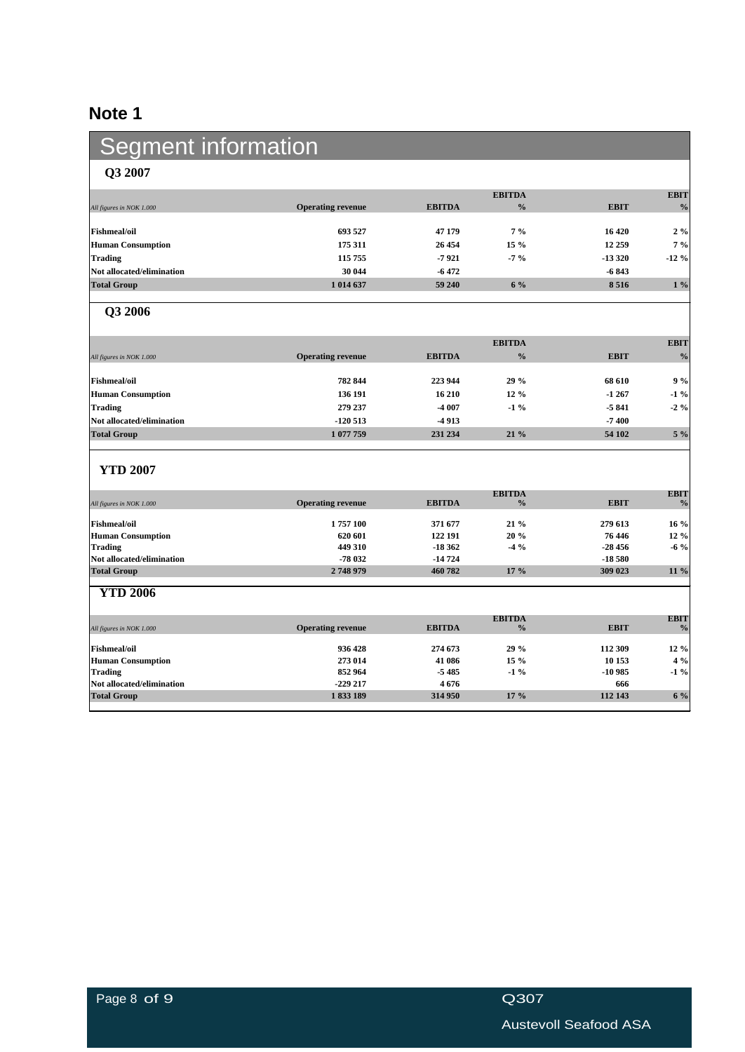## Note 1

# Segment information

### Q3 2007

| *All figures in NOK 1.000* | Operating revenue | EBITDA | EBITDA % | EBIT | EBIT % |
|---|---|---|---|---|---|
| **Fishmeal/oil** | **693 527** | **47 179** | **7 %** | **16 420** | **2 %** |
| **Human Consumption** | **175 311** | **26 454** | **15 %** | **12 259** | **7 %** |
| **Trading** | **115 755** | **-7 921** | **-7 %** | **-13 320** | **-12 %** |
| **Not allocated/elimination** | **30 044** | **-6 472** | | **-6 843** | |
| **Total Group** | **1 014 637** | **59 240** | **6 %** | **8 516** | **1 %** |

### Q3 2006

| *All figures in NOK 1.000* | Operating revenue | EBITDA | EBITDA % | EBIT | EBIT % |
|---|---|---|---|---|---|
| **Fishmeal/oil** | **782 844** | **223 944** | **29 %** | **68 610** | **9 %** |
| **Human Consumption** | **136 191** | **16 210** | **12 %** | **-1 267** | **-1 %** |
| **Trading** | **279 237** | **-4 007** | **-1 %** | **-5 841** | **-2 %** |
| **Not allocated/elimination** | **-120 513** | **-4 913** | | **-7 400** | |
| **Total Group** | **1 077 759** | **231 234** | **21 %** | **54 102** | **5 %** |

### YTD 2007

| *All figures in NOK 1.000* | Operating revenue | EBITDA | EBITDA % | EBIT | EBIT % |
|---|---|---|---|---|---|
| **Fishmeal/oil** | **1 757 100** | **371 677** | **21 %** | **279 613** | **16 %** |
| **Human Consumption** | **620 601** | **122 191** | **20 %** | **76 446** | **12 %** |
| **Trading** | **449 310** | **-18 362** | **-4 %** | **-28 456** | **-6 %** |
| **Not allocated/elimination** | **-78 032** | **-14 724** | | **-18 580** | |
| **Total Group** | **2 748 979** | **460 782** | **17 %** | **309 023** | **11 %** |

### YTD 2006

| *All figures in NOK 1.000* | Operating revenue | EBITDA | EBITDA % | EBIT | EBIT % |
|---|---|---|---|---|---|
| **Fishmeal/oil** | **936 428** | **274 673** | **29 %** | **112 309** | **12 %** |
| **Human Consumption** | **273 014** | **41 086** | **15 %** | **10 153** | **4 %** |
| **Trading** | **852 964** | **-5 485** | **-1 %** | **-10 985** | **-1 %** |
| **Not allocated/elimination** | **-229 217** | **4 676** | | **666** | |
| **Total Group** | **1 833 189** | **314 950** | **17 %** | **112 143** | **6 %** |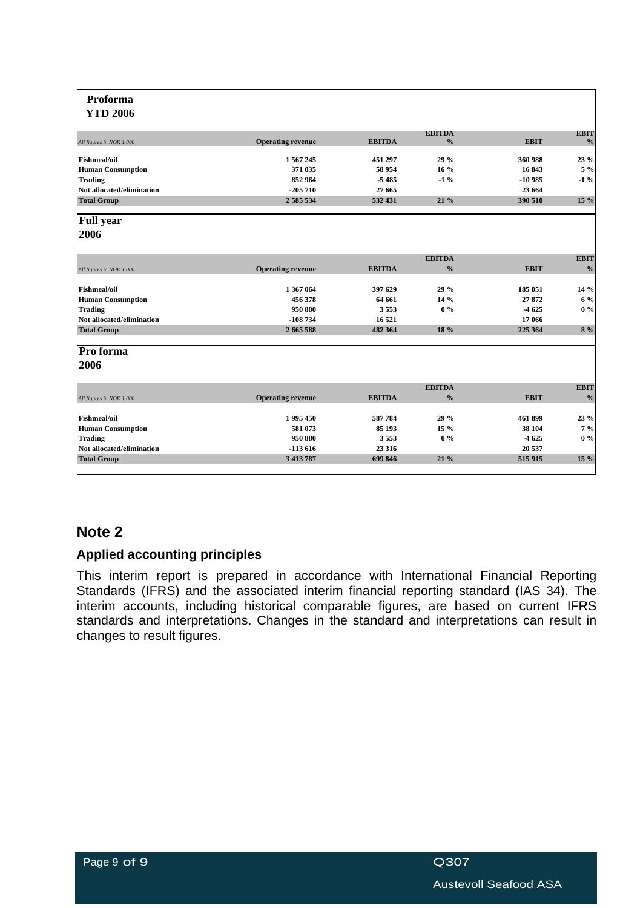**Proforma**
**YTD 2006**

| *All figures in NOK 1.000* | Operating revenue | EBITDA | EBITDA % | EBIT | EBIT % |
|---|---|---|---|---|---|
| **Fishmeal/oil** | 1 567 245 | 451 297 | 29 % | 360 988 | 23 % |
| **Human Consumption** | 371 035 | 58 954 | 16 % | 16 843 | 5 % |
| **Trading** | 852 964 | -5 485 | -1 % | -10 985 | -1 % |
| **Not allocated/elimination** | -205 710 | 27 665 | | 23 664 | |
| **Total Group** | 2 585 534 | 532 431 | 21 % | 390 510 | 15 % |

**Full year**
**2006**

| *All figures in NOK 1.000* | Operating revenue | EBITDA | EBITDA % | EBIT | EBIT % |
|---|---|---|---|---|---|
| **Fishmeal/oil** | 1 367 064 | 397 629 | 29 % | 185 051 | 14 % |
| **Human Consumption** | 456 378 | 64 661 | 14 % | 27 872 | 6 % |
| **Trading** | 950 880 | 3 553 | 0 % | -4 625 | 0 % |
| **Not allocated/elimination** | -108 734 | 16 521 | | 17 066 | |
| **Total Group** | 2 665 588 | 482 364 | 18 % | 225 364 | 8 % |

**Pro forma**
**2006**

| *All figures in NOK 1.000* | Operating revenue | EBITDA | EBITDA % | EBIT | EBIT % |
|---|---|---|---|---|---|
| **Fishmeal/oil** | 1 995 450 | 587 784 | 29 % | 461 899 | 23 % |
| **Human Consumption** | 581 073 | 85 193 | 15 % | 38 104 | 7 % |
| **Trading** | 950 880 | 3 553 | 0 % | -4 625 | 0 % |
| **Not allocated/elimination** | -113 616 | 23 316 | | 20 537 | |
| **Total Group** | 3 413 787 | 699 846 | 21 % | 515 915 | 15 % |

## Note 2

### Applied accounting principles

This interim report is prepared in accordance with International Financial Reporting Standards (IFRS) and the associated interim financial reporting standard (IAS 34). The interim accounts, including historical comparable figures, are based on current IFRS standards and interpretations. Changes in the standard and interpretations can result in changes to result figures.